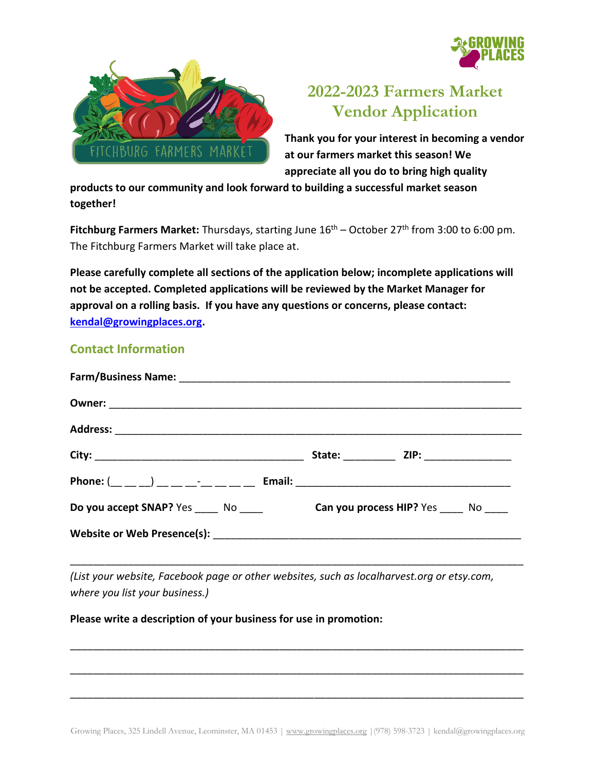# 2022-2023 Farmers Market Vendor Application

**Thank you for your interest in becoming a vendor at our farmers market this season! We appreciate all you do to bring high quality products to our community and look forward to building a successful market season together!**

**Fitchburg Farmers Market:** Thursdays, starting June 16th – October 27th from 3:00 to 6:00 pm. The Fitchburg Farmers Market will take place at.

**Please carefully complete all sections of the application below; incomplete applications will not be accepted. Completed applications will be reviewed by the Market Manager for approval on a rolling basis. If you have any questions or concerns, please contact: [kendal@growingplaces.org](mailto:kendal@growingplaces.org).**

## Contact Information

**Farm/Business Name:** ____________________________________________________________

**Owner:** ________________________________________________________________________

**Address:** _______________________________________________________________________

**City:** _____________________________________ **State:** _________ **ZIP:** _______________

**Phone:** (__ __ __) __ __ __-__ __ __ __ **Email:** _____________________________________

**Do you accept SNAP?** Yes ____ No ____ **Can you process HIP?** Yes ____ No ____

**Website or Web Presence(s):** ______________________________________________________

_________________________________________________________________________________

*(List your website, Facebook page or other websites, such as localharvest.org or etsy.com, where you list your business.)*

**Please write a description of your business for use in promotion:**

_________________________________________________________________________________

_________________________________________________________________________________

_________________________________________________________________________________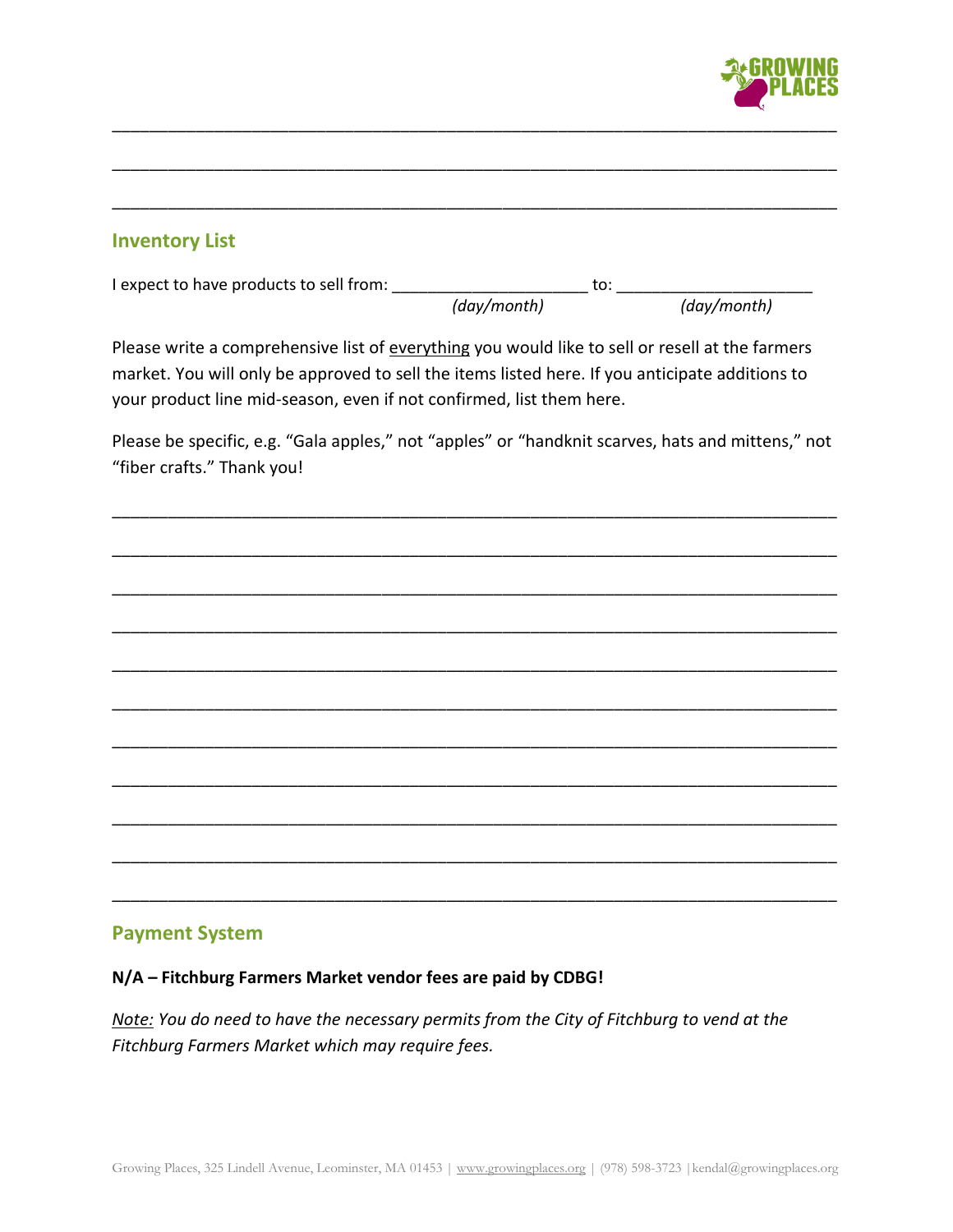\_\_\_\_\_\_\_\_\_\_\_\_\_\_\_\_\_\_\_\_\_\_\_\_\_\_\_\_\_\_\_\_\_\_\_\_\_\_\_\_\_\_\_\_\_\_\_\_\_\_\_\_\_\_\_\_\_\_\_\_\_\_\_\_\_\_\_\_\_\_\_\_\_\_\_\_

\_\_\_\_\_\_\_\_\_\_\_\_\_\_\_\_\_\_\_\_\_\_\_\_\_\_\_\_\_\_\_\_\_\_\_\_\_\_\_\_\_\_\_\_\_\_\_\_\_\_\_\_\_\_\_\_\_\_\_\_\_\_\_\_\_\_\_\_\_\_\_\_\_\_\_\_

\_\_\_\_\_\_\_\_\_\_\_\_\_\_\_\_\_\_\_\_\_\_\_\_\_\_\_\_\_\_\_\_\_\_\_\_\_\_\_\_\_\_\_\_\_\_\_\_\_\_\_\_\_\_\_\_\_\_\_\_\_\_\_\_\_\_\_\_\_\_\_\_\_\_\_\_

## Inventory List

I expect to have products to sell from: \_\_\_\_\_\_\_\_\_\_\_\_\_\_\_\_\_\_\_\_\_\_ *(day/month)* to: \_\_\_\_\_\_\_\_\_\_\_\_\_\_\_\_\_\_\_\_\_\_ *(day/month)*

Please write a comprehensive list of <u>everything</u> you would like to sell or resell at the farmers market. You will only be approved to sell the items listed here. If you anticipate additions to your product line mid-season, even if not confirmed, list them here.

Please be specific, e.g. "Gala apples," not "apples" or "handknit scarves, hats and mittens," not "fiber crafts." Thank you!

\_\_\_\_\_\_\_\_\_\_\_\_\_\_\_\_\_\_\_\_\_\_\_\_\_\_\_\_\_\_\_\_\_\_\_\_\_\_\_\_\_\_\_\_\_\_\_\_\_\_\_\_\_\_\_\_\_\_\_\_\_\_\_\_\_\_\_\_\_\_\_\_\_\_\_\_

\_\_\_\_\_\_\_\_\_\_\_\_\_\_\_\_\_\_\_\_\_\_\_\_\_\_\_\_\_\_\_\_\_\_\_\_\_\_\_\_\_\_\_\_\_\_\_\_\_\_\_\_\_\_\_\_\_\_\_\_\_\_\_\_\_\_\_\_\_\_\_\_\_\_\_\_

\_\_\_\_\_\_\_\_\_\_\_\_\_\_\_\_\_\_\_\_\_\_\_\_\_\_\_\_\_\_\_\_\_\_\_\_\_\_\_\_\_\_\_\_\_\_\_\_\_\_\_\_\_\_\_\_\_\_\_\_\_\_\_\_\_\_\_\_\_\_\_\_\_\_\_\_

\_\_\_\_\_\_\_\_\_\_\_\_\_\_\_\_\_\_\_\_\_\_\_\_\_\_\_\_\_\_\_\_\_\_\_\_\_\_\_\_\_\_\_\_\_\_\_\_\_\_\_\_\_\_\_\_\_\_\_\_\_\_\_\_\_\_\_\_\_\_\_\_\_\_\_\_

\_\_\_\_\_\_\_\_\_\_\_\_\_\_\_\_\_\_\_\_\_\_\_\_\_\_\_\_\_\_\_\_\_\_\_\_\_\_\_\_\_\_\_\_\_\_\_\_\_\_\_\_\_\_\_\_\_\_\_\_\_\_\_\_\_\_\_\_\_\_\_\_\_\_\_\_

\_\_\_\_\_\_\_\_\_\_\_\_\_\_\_\_\_\_\_\_\_\_\_\_\_\_\_\_\_\_\_\_\_\_\_\_\_\_\_\_\_\_\_\_\_\_\_\_\_\_\_\_\_\_\_\_\_\_\_\_\_\_\_\_\_\_\_\_\_\_\_\_\_\_\_\_

\_\_\_\_\_\_\_\_\_\_\_\_\_\_\_\_\_\_\_\_\_\_\_\_\_\_\_\_\_\_\_\_\_\_\_\_\_\_\_\_\_\_\_\_\_\_\_\_\_\_\_\_\_\_\_\_\_\_\_\_\_\_\_\_\_\_\_\_\_\_\_\_\_\_\_\_

\_\_\_\_\_\_\_\_\_\_\_\_\_\_\_\_\_\_\_\_\_\_\_\_\_\_\_\_\_\_\_\_\_\_\_\_\_\_\_\_\_\_\_\_\_\_\_\_\_\_\_\_\_\_\_\_\_\_\_\_\_\_\_\_\_\_\_\_\_\_\_\_\_\_\_\_

\_\_\_\_\_\_\_\_\_\_\_\_\_\_\_\_\_\_\_\_\_\_\_\_\_\_\_\_\_\_\_\_\_\_\_\_\_\_\_\_\_\_\_\_\_\_\_\_\_\_\_\_\_\_\_\_\_\_\_\_\_\_\_\_\_\_\_\_\_\_\_\_\_\_\_\_

\_\_\_\_\_\_\_\_\_\_\_\_\_\_\_\_\_\_\_\_\_\_\_\_\_\_\_\_\_\_\_\_\_\_\_\_\_\_\_\_\_\_\_\_\_\_\_\_\_\_\_\_\_\_\_\_\_\_\_\_\_\_\_\_\_\_\_\_\_\_\_\_\_\_\_\_

\_\_\_\_\_\_\_\_\_\_\_\_\_\_\_\_\_\_\_\_\_\_\_\_\_\_\_\_\_\_\_\_\_\_\_\_\_\_\_\_\_\_\_\_\_\_\_\_\_\_\_\_\_\_\_\_\_\_\_\_\_\_\_\_\_\_\_\_\_\_\_\_\_\_\_\_

## Payment System

**N/A – Fitchburg Farmers Market vendor fees are paid by CDBG!**

*<u>Note:</u> You do need to have the necessary permits from the City of Fitchburg to vend at the Fitchburg Farmers Market which may require fees.*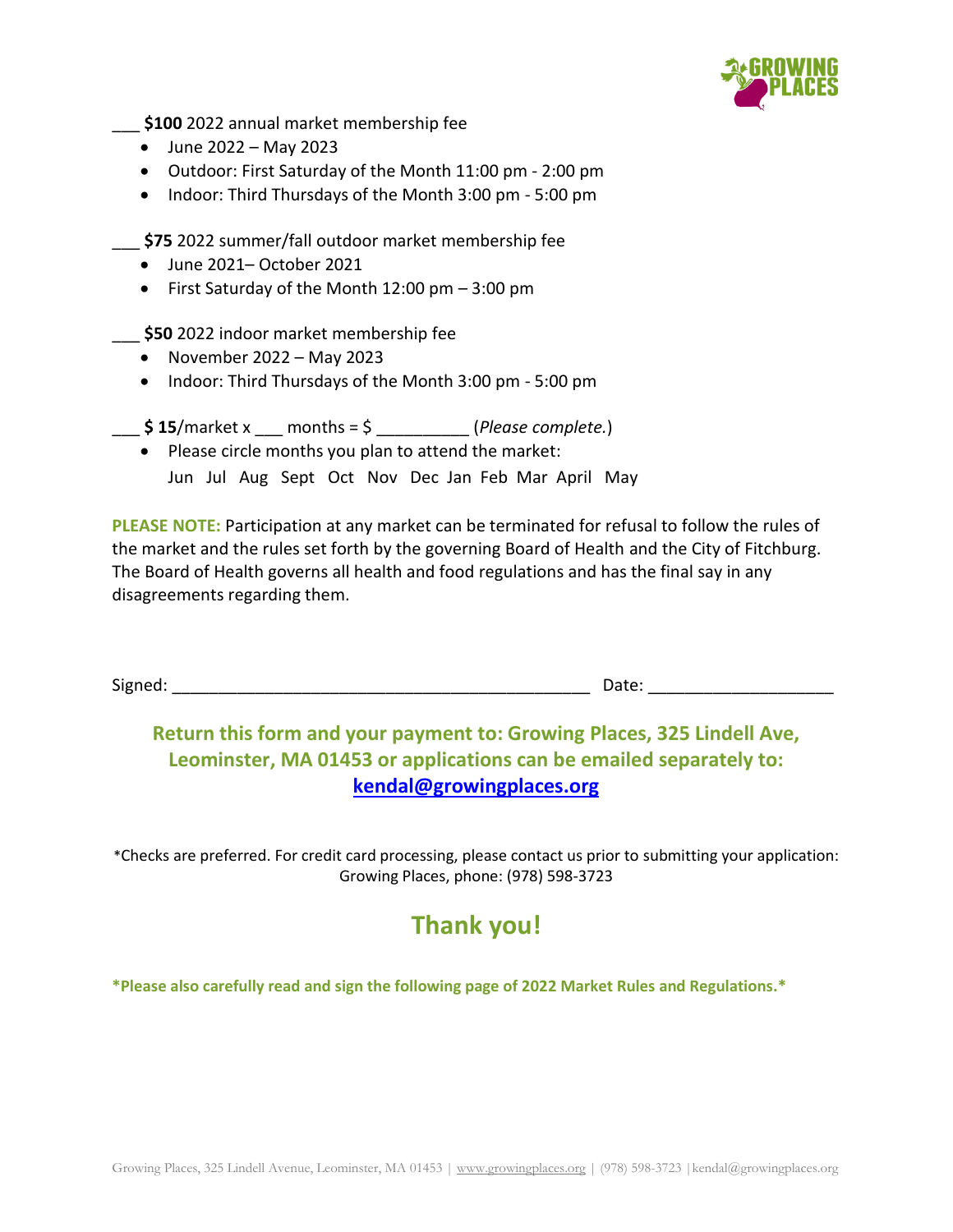___ **$100** 2022 annual market membership fee

- June 2022 – May 2023
- Outdoor: First Saturday of the Month 11:00 pm - 2:00 pm
- Indoor: Third Thursdays of the Month 3:00 pm - 5:00 pm

___ **$75** 2022 summer/fall outdoor market membership fee

- June 2021– October 2021
- First Saturday of the Month 12:00 pm – 3:00 pm

___ **$50** 2022 indoor market membership fee

- November 2022 – May 2023
- Indoor: Third Thursdays of the Month 3:00 pm - 5:00 pm

___ **$ 15**/market x ___ months = $ __________ (*Please complete.*)

- Please circle months you plan to attend the market:
  Jun Jul Aug Sept Oct Nov Dec Jan Feb Mar April May

**PLEASE NOTE:** Participation at any market can be terminated for refusal to follow the rules of the market and the rules set forth by the governing Board of Health and the City of Fitchburg. The Board of Health governs all health and food regulations and has the final say in any disagreements regarding them.

Signed: ______________________________________________ Date: ____________________

**Return this form and your payment to: Growing Places, 325 Lindell Ave, Leominster, MA 01453 or applications can be emailed separately to: kendal@growingplaces.org**

*Checks are preferred. For credit card processing, please contact us prior to submitting your application: Growing Places, phone: (978) 598-3723

## Thank you!

***Please also carefully read and sign the following page of 2022 Market Rules and Regulations.***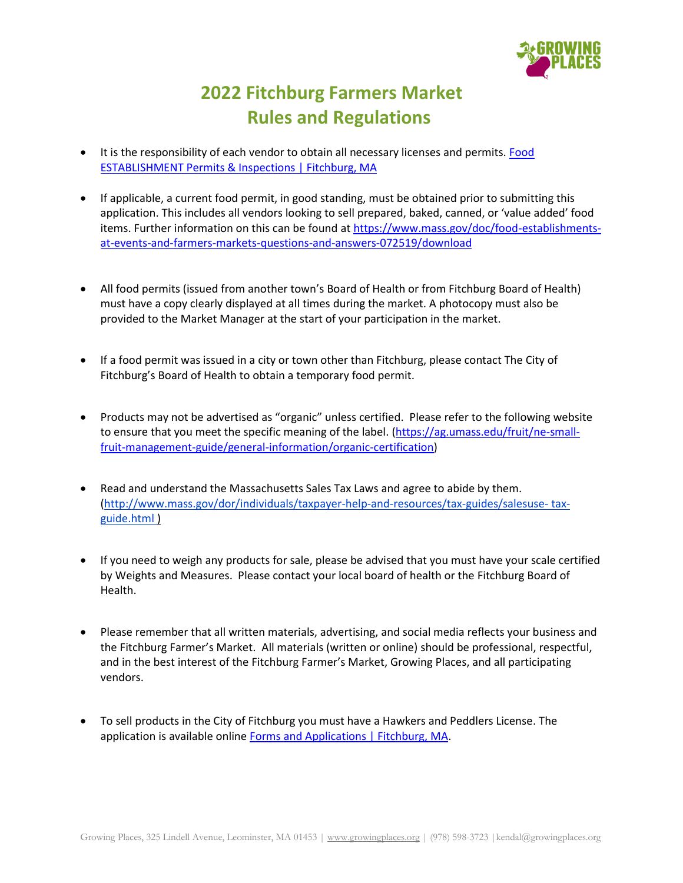# 2022 Fitchburg Farmers Market Rules and Regulations

- It is the responsibility of each vendor to obtain all necessary licenses and permits. [Food ESTABLISHMENT Permits & Inspections | Fitchburg, MA]

- If applicable, a current food permit, in good standing, must be obtained prior to submitting this application. This includes all vendors looking to sell prepared, baked, canned, or 'value added' food items. Further information on this can be found at https://www.mass.gov/doc/food-establishments-at-events-and-farmers-markets-questions-and-answers-072519/download

- All food permits (issued from another town's Board of Health or from Fitchburg Board of Health) must have a copy clearly displayed at all times during the market. A photocopy must also be provided to the Market Manager at the start of your participation in the market.

- If a food permit was issued in a city or town other than Fitchburg, please contact The City of Fitchburg's Board of Health to obtain a temporary food permit.

- Products may not be advertised as "organic" unless certified. Please refer to the following website to ensure that you meet the specific meaning of the label. (https://ag.umass.edu/fruit/ne-small-fruit-management-guide/general-information/organic-certification)

- Read and understand the Massachusetts Sales Tax Laws and agree to abide by them. (http://www.mass.gov/dor/individuals/taxpayer-help-and-resources/tax-guides/salesuse- tax-guide.html )

- If you need to weigh any products for sale, please be advised that you must have your scale certified by Weights and Measures. Please contact your local board of health or the Fitchburg Board of Health.

- Please remember that all written materials, advertising, and social media reflects your business and the Fitchburg Farmer's Market. All materials (written or online) should be professional, respectful, and in the best interest of the Fitchburg Farmer's Market, Growing Places, and all participating vendors.

- To sell products in the City of Fitchburg you must have a Hawkers and Peddlers License. The application is available online [Forms and Applications | Fitchburg, MA].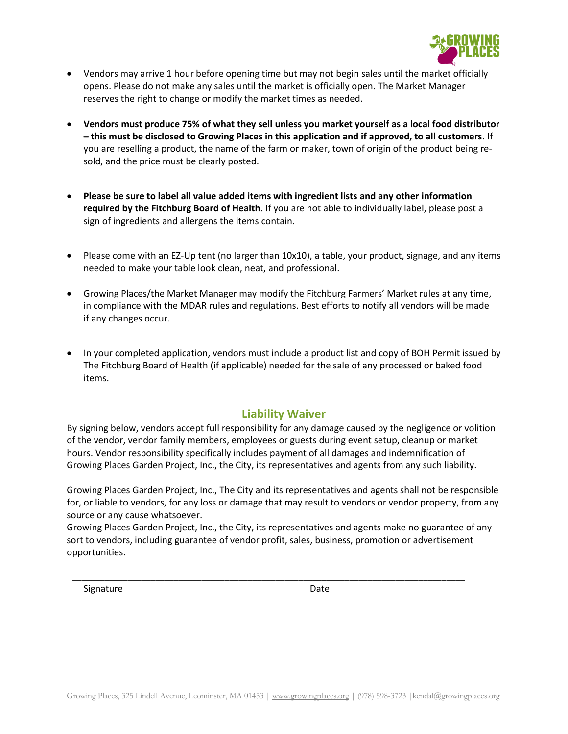- Vendors may arrive 1 hour before opening time but may not begin sales until the market officially opens. Please do not make any sales until the market is officially open. The Market Manager reserves the right to change or modify the market times as needed.

- **Vendors must produce 75% of what they sell unless you market yourself as a local food distributor – this must be disclosed to Growing Places in this application and if approved, to all customers**. If you are reselling a product, the name of the farm or maker, town of origin of the product being re-sold, and the price must be clearly posted.

- **Please be sure to label all value added items with ingredient lists and any other information required by the Fitchburg Board of Health.** If you are not able to individually label, please post a sign of ingredients and allergens the items contain.

- Please come with an EZ-Up tent (no larger than 10x10), a table, your product, signage, and any items needed to make your table look clean, neat, and professional.

- Growing Places/the Market Manager may modify the Fitchburg Farmers' Market rules at any time, in compliance with the MDAR rules and regulations. Best efforts to notify all vendors will be made if any changes occur.

- In your completed application, vendors must include a product list and copy of BOH Permit issued by The Fitchburg Board of Health (if applicable) needed for the sale of any processed or baked food items.

## Liability Waiver

By signing below, vendors accept full responsibility for any damage caused by the negligence or volition of the vendor, vendor family members, employees or guests during event setup, cleanup or market hours. Vendor responsibility specifically includes payment of all damages and indemnification of Growing Places Garden Project, Inc., the City, its representatives and agents from any such liability.

Growing Places Garden Project, Inc., The City and its representatives and agents shall not be responsible for, or liable to vendors, for any loss or damage that may result to vendors or vendor property, from any source or any cause whatsoever.

Growing Places Garden Project, Inc., the City, its representatives and agents make no guarantee of any sort to vendors, including guarantee of vendor profit, sales, business, promotion or advertisement opportunities.

_______________________________________________________________________________

Signature                                                                                 Date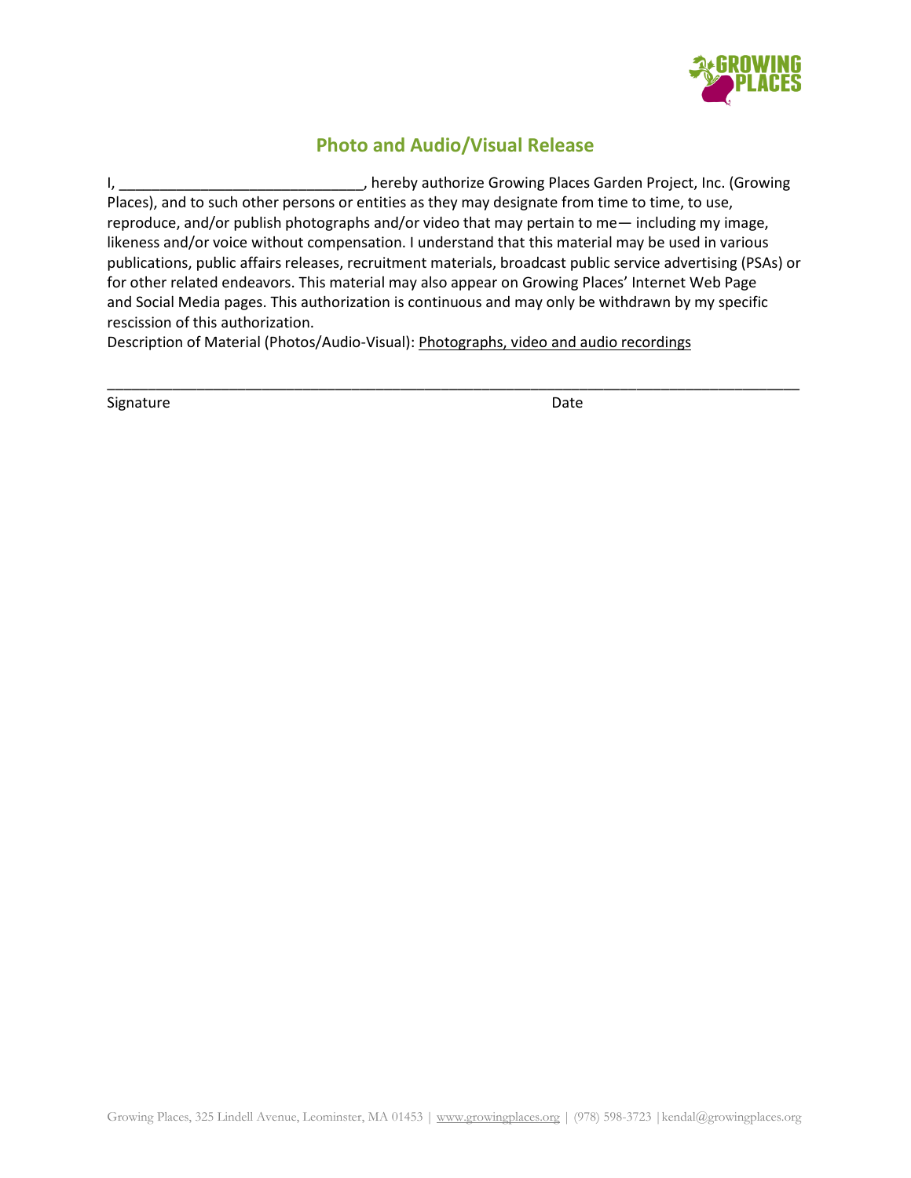## Photo and Audio/Visual Release

I, ______________________________, hereby authorize Growing Places Garden Project, Inc. (Growing Places), and to such other persons or entities as they may designate from time to time, to use, reproduce, and/or publish photographs and/or video that may pertain to me— including my image, likeness and/or voice without compensation. I understand that this material may be used in various publications, public affairs releases, recruitment materials, broadcast public service advertising (PSAs) or for other related endeavors. This material may also appear on Growing Places' Internet Web Page and Social Media pages. This authorization is continuous and may only be withdrawn by my specific rescission of this authorization.

Description of Material (Photos/Audio-Visual): Photographs, video and audio recordings

_____________________________________________________________________________________

Signature Date

Growing Places, 325 Lindell Avenue, Leominster, MA 01453 | www.growingplaces.org | (978) 598-3723 | kendal@growingplaces.org